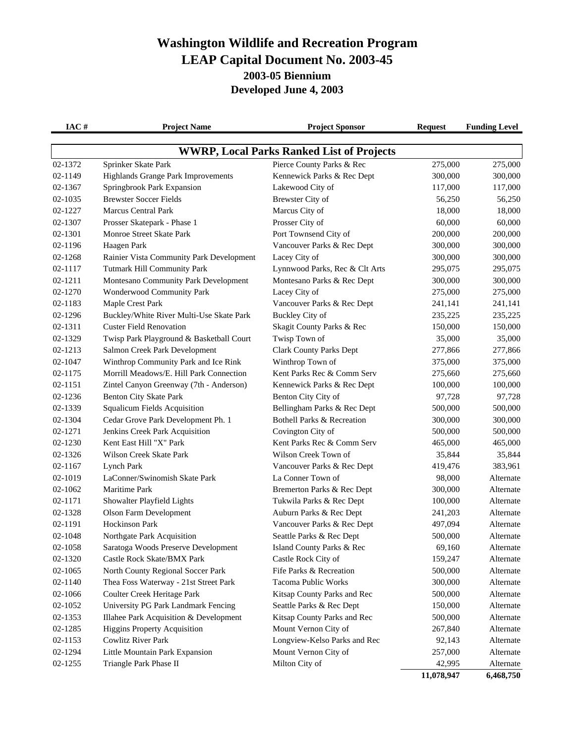# Washington Wildlife and Recreation Program

## LEAP Capital Document No. 2003-45

### 2003-05 Biennium

### Developed June 4, 2003

| IAC # | Project Name | Project Sponsor | Request | Funding Level |
|---|---|---|---|---|
| **WWRP, Local Parks Ranked List of Projects** | | | | |
| 02-1372 | Sprinker Skate Park | Pierce County Parks & Rec | 275,000 | 275,000 |
| 02-1149 | Highlands Grange Park Improvements | Kennewick Parks & Rec Dept | 300,000 | 300,000 |
| 02-1367 | Springbrook Park Expansion | Lakewood City of | 117,000 | 117,000 |
| 02-1035 | Brewster Soccer Fields | Brewster City of | 56,250 | 56,250 |
| 02-1227 | Marcus Central Park | Marcus City of | 18,000 | 18,000 |
| 02-1307 | Prosser Skatepark - Phase 1 | Prosser City of | 60,000 | 60,000 |
| 02-1301 | Monroe Street Skate Park | Port Townsend City of | 200,000 | 200,000 |
| 02-1196 | Haagen Park | Vancouver Parks & Rec Dept | 300,000 | 300,000 |
| 02-1268 | Rainier Vista Community Park Development | Lacey City of | 300,000 | 300,000 |
| 02-1117 | Tutmark Hill Community Park | Lynnwood Parks, Rec & Clt Arts | 295,075 | 295,075 |
| 02-1211 | Montesano Community Park Development | Montesano Parks & Rec Dept | 300,000 | 300,000 |
| 02-1270 | Wonderwood Community Park | Lacey City of | 275,000 | 275,000 |
| 02-1183 | Maple Crest Park | Vancouver Parks & Rec Dept | 241,141 | 241,141 |
| 02-1296 | Buckley/White River Multi-Use Skate Park | Buckley City of | 235,225 | 235,225 |
| 02-1311 | Custer Field Renovation | Skagit County Parks & Rec | 150,000 | 150,000 |
| 02-1329 | Twisp Park Playground & Basketball Court | Twisp Town of | 35,000 | 35,000 |
| 02-1213 | Salmon Creek Park Development | Clark County Parks Dept | 277,866 | 277,866 |
| 02-1047 | Winthrop Community Park and Ice Rink | Winthrop Town of | 375,000 | 375,000 |
| 02-1175 | Morrill Meadows/E. Hill Park Connection | Kent Parks Rec & Comm Serv | 275,660 | 275,660 |
| 02-1151 | Zintel Canyon Greenway (7th - Anderson) | Kennewick Parks & Rec Dept | 100,000 | 100,000 |
| 02-1236 | Benton City Skate Park | Benton City City of | 97,728 | 97,728 |
| 02-1339 | Squalicum Fields Acquisition | Bellingham Parks & Rec Dept | 500,000 | 500,000 |
| 02-1304 | Cedar Grove Park Development Ph. 1 | Bothell Parks & Recreation | 300,000 | 300,000 |
| 02-1271 | Jenkins Creek Park Acquisition | Covington City of | 500,000 | 500,000 |
| 02-1230 | Kent East Hill "X" Park | Kent Parks Rec & Comm Serv | 465,000 | 465,000 |
| 02-1326 | Wilson Creek Skate Park | Wilson Creek Town of | 35,844 | 35,844 |
| 02-1167 | Lynch Park | Vancouver Parks & Rec Dept | 419,476 | 383,961 |
| 02-1019 | LaConner/Swinomish Skate Park | La Conner Town of | 98,000 | Alternate |
| 02-1062 | Maritime Park | Bremerton Parks & Rec Dept | 300,000 | Alternate |
| 02-1171 | Showalter Playfield Lights | Tukwila Parks & Rec Dept | 100,000 | Alternate |
| 02-1328 | Olson Farm Development | Auburn Parks & Rec Dept | 241,203 | Alternate |
| 02-1191 | Hockinson Park | Vancouver Parks & Rec Dept | 497,094 | Alternate |
| 02-1048 | Northgate Park Acquisition | Seattle Parks & Rec Dept | 500,000 | Alternate |
| 02-1058 | Saratoga Woods Preserve Development | Island County Parks & Rec | 69,160 | Alternate |
| 02-1320 | Castle Rock Skate/BMX Park | Castle Rock City of | 159,247 | Alternate |
| 02-1065 | North County Regional Soccer Park | Fife Parks & Recreation | 500,000 | Alternate |
| 02-1140 | Thea Foss Waterway - 21st Street Park | Tacoma Public Works | 300,000 | Alternate |
| 02-1066 | Coulter Creek Heritage Park | Kitsap County Parks and Rec | 500,000 | Alternate |
| 02-1052 | University PG Park Landmark Fencing | Seattle Parks & Rec Dept | 150,000 | Alternate |
| 02-1353 | Illahee Park Acquisition & Development | Kitsap County Parks and Rec | 500,000 | Alternate |
| 02-1285 | Higgins Property Acquisition | Mount Vernon City of | 267,840 | Alternate |
| 02-1153 | Cowlitz River Park | Longview-Kelso Parks and Rec | 92,143 | Alternate |
| 02-1294 | Little Mountain Park Expansion | Mount Vernon City of | 257,000 | Alternate |
| 02-1255 | Triangle Park Phase II | Milton City of | 42,995 | Alternate |
| | | | **11,078,947** | **6,468,750** |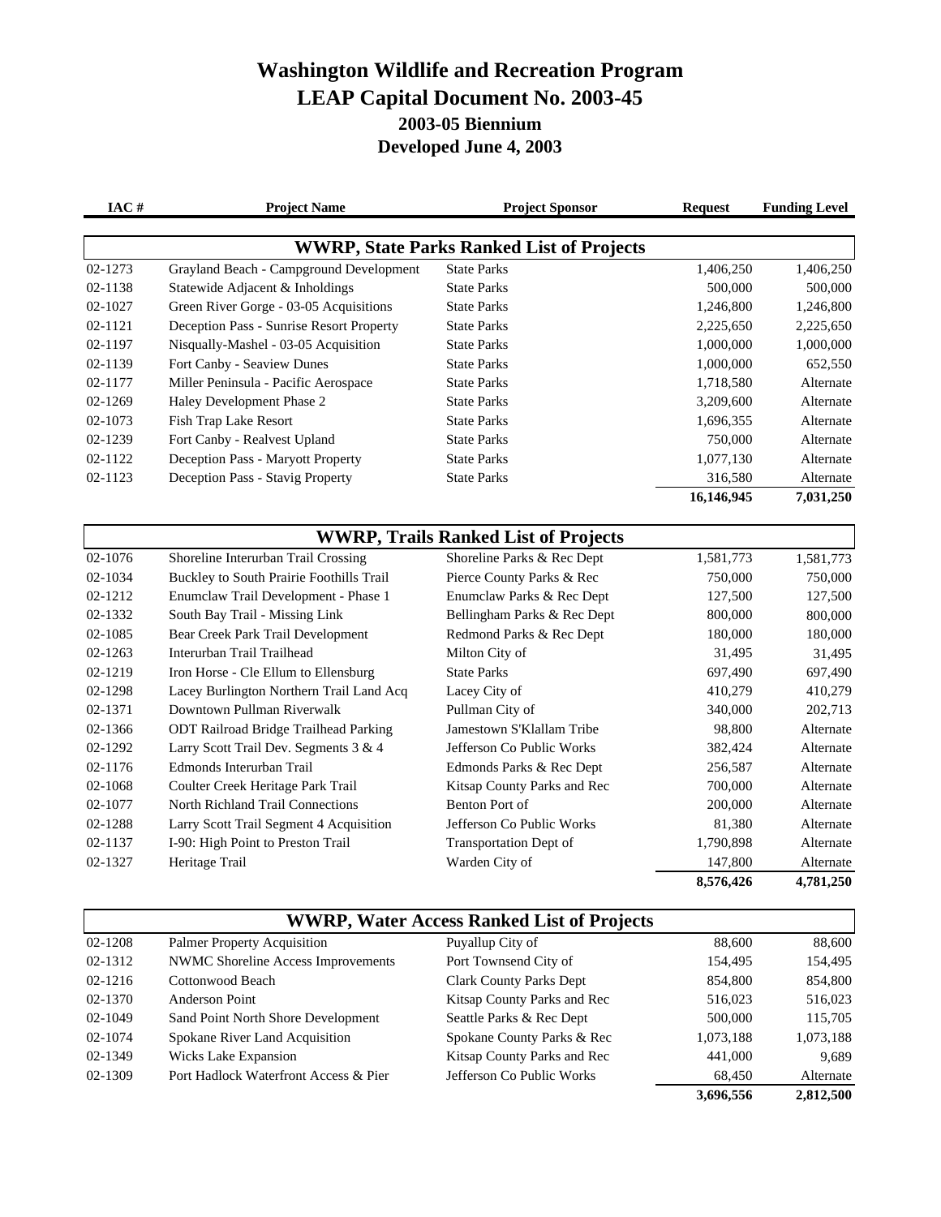# Washington Wildlife and Recreation Program
# LEAP Capital Document No. 2003-45
## 2003-05 Biennium
## Developed June 4, 2003

| IAC # | Project Name | Project Sponsor | Request | Funding Level |
|---|---|---|---|---|
| | **WWRP, State Parks Ranked List of Projects** | | | |
| 02-1273 | Grayland Beach - Campground Development | State Parks | 1,406,250 | 1,406,250 |
| 02-1138 | Statewide Adjacent & Inholdings | State Parks | 500,000 | 500,000 |
| 02-1027 | Green River Gorge - 03-05 Acquisitions | State Parks | 1,246,800 | 1,246,800 |
| 02-1121 | Deception Pass - Sunrise Resort Property | State Parks | 2,225,650 | 2,225,650 |
| 02-1197 | Nisqually-Mashel - 03-05 Acquisition | State Parks | 1,000,000 | 1,000,000 |
| 02-1139 | Fort Canby - Seaview Dunes | State Parks | 1,000,000 | 652,550 |
| 02-1177 | Miller Peninsula - Pacific Aerospace | State Parks | 1,718,580 | Alternate |
| 02-1269 | Haley Development Phase 2 | State Parks | 3,209,600 | Alternate |
| 02-1073 | Fish Trap Lake Resort | State Parks | 1,696,355 | Alternate |
| 02-1239 | Fort Canby - Realvest Upland | State Parks | 750,000 | Alternate |
| 02-1122 | Deception Pass - Maryott Property | State Parks | 1,077,130 | Alternate |
| 02-1123 | Deception Pass - Stavig Property | State Parks | 316,580 | Alternate |
| | | | **16,146,945** | **7,031,250** |
| | **WWRP, Trails Ranked List of Projects** | | | |
| 02-1076 | Shoreline Interurban Trail Crossing | Shoreline Parks & Rec Dept | 1,581,773 | 1,581,773 |
| 02-1034 | Buckley to South Prairie Foothills Trail | Pierce County Parks & Rec | 750,000 | 750,000 |
| 02-1212 | Enumclaw Trail Development - Phase 1 | Enumclaw Parks & Rec Dept | 127,500 | 127,500 |
| 02-1332 | South Bay Trail - Missing Link | Bellingham Parks & Rec Dept | 800,000 | 800,000 |
| 02-1085 | Bear Creek Park Trail Development | Redmond Parks & Rec Dept | 180,000 | 180,000 |
| 02-1263 | Interurban Trail Trailhead | Milton City of | 31,495 | 31,495 |
| 02-1219 | Iron Horse - Cle Ellum to Ellensburg | State Parks | 697,490 | 697,490 |
| 02-1298 | Lacey Burlington Northern Trail Land Acq | Lacey City of | 410,279 | 410,279 |
| 02-1371 | Downtown Pullman Riverwalk | Pullman City of | 340,000 | 202,713 |
| 02-1366 | ODT Railroad Bridge Trailhead Parking | Jamestown S'Klallam Tribe | 98,800 | Alternate |
| 02-1292 | Larry Scott Trail Dev. Segments 3 & 4 | Jefferson Co Public Works | 382,424 | Alternate |
| 02-1176 | Edmonds Interurban Trail | Edmonds Parks & Rec Dept | 256,587 | Alternate |
| 02-1068 | Coulter Creek Heritage Park Trail | Kitsap County Parks and Rec | 700,000 | Alternate |
| 02-1077 | North Richland Trail Connections | Benton Port of | 200,000 | Alternate |
| 02-1288 | Larry Scott Trail Segment 4 Acquisition | Jefferson Co Public Works | 81,380 | Alternate |
| 02-1137 | I-90: High Point to Preston Trail | Transportation Dept of | 1,790,898 | Alternate |
| 02-1327 | Heritage Trail | Warden City of | 147,800 | Alternate |
| | | | **8,576,426** | **4,781,250** |
| | **WWRP, Water Access Ranked List of Projects** | | | |
| 02-1208 | Palmer Property Acquisition | Puyallup City of | 88,600 | 88,600 |
| 02-1312 | NWMC Shoreline Access Improvements | Port Townsend City of | 154,495 | 154,495 |
| 02-1216 | Cottonwood Beach | Clark County Parks Dept | 854,800 | 854,800 |
| 02-1370 | Anderson Point | Kitsap County Parks and Rec | 516,023 | 516,023 |
| 02-1049 | Sand Point North Shore Development | Seattle Parks & Rec Dept | 500,000 | 115,705 |
| 02-1074 | Spokane River Land Acquisition | Spokane County Parks & Rec | 1,073,188 | 1,073,188 |
| 02-1349 | Wicks Lake Expansion | Kitsap County Parks and Rec | 441,000 | 9,689 |
| 02-1309 | Port Hadlock Waterfront Access & Pier | Jefferson Co Public Works | 68,450 | Alternate |
| | | | **3,696,556** | **2,812,500** |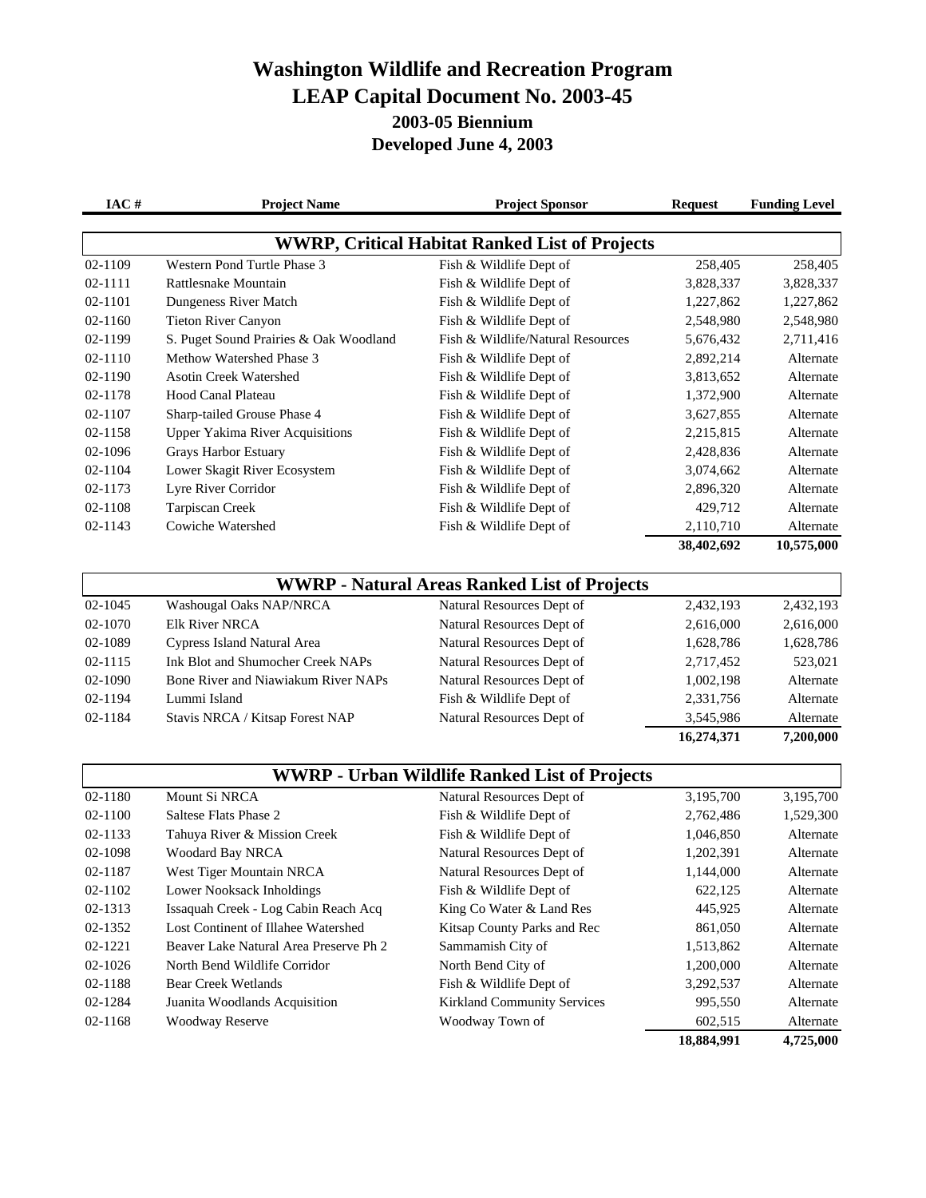# Washington Wildlife and Recreation Program
# LEAP Capital Document No. 2003-45
## 2003-05 Biennium
## Developed June 4, 2003

| IAC # | Project Name | Project Sponsor | Request | Funding Level |
|---|---|---|---|---|
| | **WWRP, Critical Habitat Ranked List of Projects** | | | |
| 02-1109 | Western Pond Turtle Phase 3 | Fish & Wildlife Dept of | 258,405 | 258,405 |
| 02-1111 | Rattlesnake Mountain | Fish & Wildlife Dept of | 3,828,337 | 3,828,337 |
| 02-1101 | Dungeness River Match | Fish & Wildlife Dept of | 1,227,862 | 1,227,862 |
| 02-1160 | Tieton River Canyon | Fish & Wildlife Dept of | 2,548,980 | 2,548,980 |
| 02-1199 | S. Puget Sound Prairies & Oak Woodland | Fish & Wildlife/Natural Resources | 5,676,432 | 2,711,416 |
| 02-1110 | Methow Watershed Phase 3 | Fish & Wildlife Dept of | 2,892,214 | Alternate |
| 02-1190 | Asotin Creek Watershed | Fish & Wildlife Dept of | 3,813,652 | Alternate |
| 02-1178 | Hood Canal Plateau | Fish & Wildlife Dept of | 1,372,900 | Alternate |
| 02-1107 | Sharp-tailed Grouse Phase 4 | Fish & Wildlife Dept of | 3,627,855 | Alternate |
| 02-1158 | Upper Yakima River Acquisitions | Fish & Wildlife Dept of | 2,215,815 | Alternate |
| 02-1096 | Grays Harbor Estuary | Fish & Wildlife Dept of | 2,428,836 | Alternate |
| 02-1104 | Lower Skagit River Ecosystem | Fish & Wildlife Dept of | 3,074,662 | Alternate |
| 02-1173 | Lyre River Corridor | Fish & Wildlife Dept of | 2,896,320 | Alternate |
| 02-1108 | Tarpiscan Creek | Fish & Wildlife Dept of | 429,712 | Alternate |
| 02-1143 | Cowiche Watershed | Fish & Wildlife Dept of | 2,110,710 | Alternate |
| | | | **38,402,692** | **10,575,000** |
| | **WWRP - Natural Areas Ranked List of Projects** | | | |
| 02-1045 | Washougal Oaks NAP/NRCA | Natural Resources Dept of | 2,432,193 | 2,432,193 |
| 02-1070 | Elk River NRCA | Natural Resources Dept of | 2,616,000 | 2,616,000 |
| 02-1089 | Cypress Island Natural Area | Natural Resources Dept of | 1,628,786 | 1,628,786 |
| 02-1115 | Ink Blot and Shumocher Creek NAPs | Natural Resources Dept of | 2,717,452 | 523,021 |
| 02-1090 | Bone River and Niawiakum River NAPs | Natural Resources Dept of | 1,002,198 | Alternate |
| 02-1194 | Lummi Island | Fish & Wildlife Dept of | 2,331,756 | Alternate |
| 02-1184 | Stavis NRCA / Kitsap Forest NAP | Natural Resources Dept of | 3,545,986 | Alternate |
| | | | **16,274,371** | **7,200,000** |
| | **WWRP - Urban Wildlife Ranked List of Projects** | | | |
| 02-1180 | Mount Si NRCA | Natural Resources Dept of | 3,195,700 | 3,195,700 |
| 02-1100 | Saltese Flats Phase 2 | Fish & Wildlife Dept of | 2,762,486 | 1,529,300 |
| 02-1133 | Tahuya River & Mission Creek | Fish & Wildlife Dept of | 1,046,850 | Alternate |
| 02-1098 | Woodard Bay NRCA | Natural Resources Dept of | 1,202,391 | Alternate |
| 02-1187 | West Tiger Mountain NRCA | Natural Resources Dept of | 1,144,000 | Alternate |
| 02-1102 | Lower Nooksack Inholdings | Fish & Wildlife Dept of | 622,125 | Alternate |
| 02-1313 | Issaquah Creek - Log Cabin Reach Acq | King Co Water & Land Res | 445,925 | Alternate |
| 02-1352 | Lost Continent of Illahee Watershed | Kitsap County Parks and Rec | 861,050 | Alternate |
| 02-1221 | Beaver Lake Natural Area Preserve Ph 2 | Sammamish City of | 1,513,862 | Alternate |
| 02-1026 | North Bend Wildlife Corridor | North Bend City of | 1,200,000 | Alternate |
| 02-1188 | Bear Creek Wetlands | Fish & Wildlife Dept of | 3,292,537 | Alternate |
| 02-1284 | Juanita Woodlands Acquisition | Kirkland Community Services | 995,550 | Alternate |
| 02-1168 | Woodway Reserve | Woodway Town of | 602,515 | Alternate |
| | | | **18,884,991** | **4,725,000** |